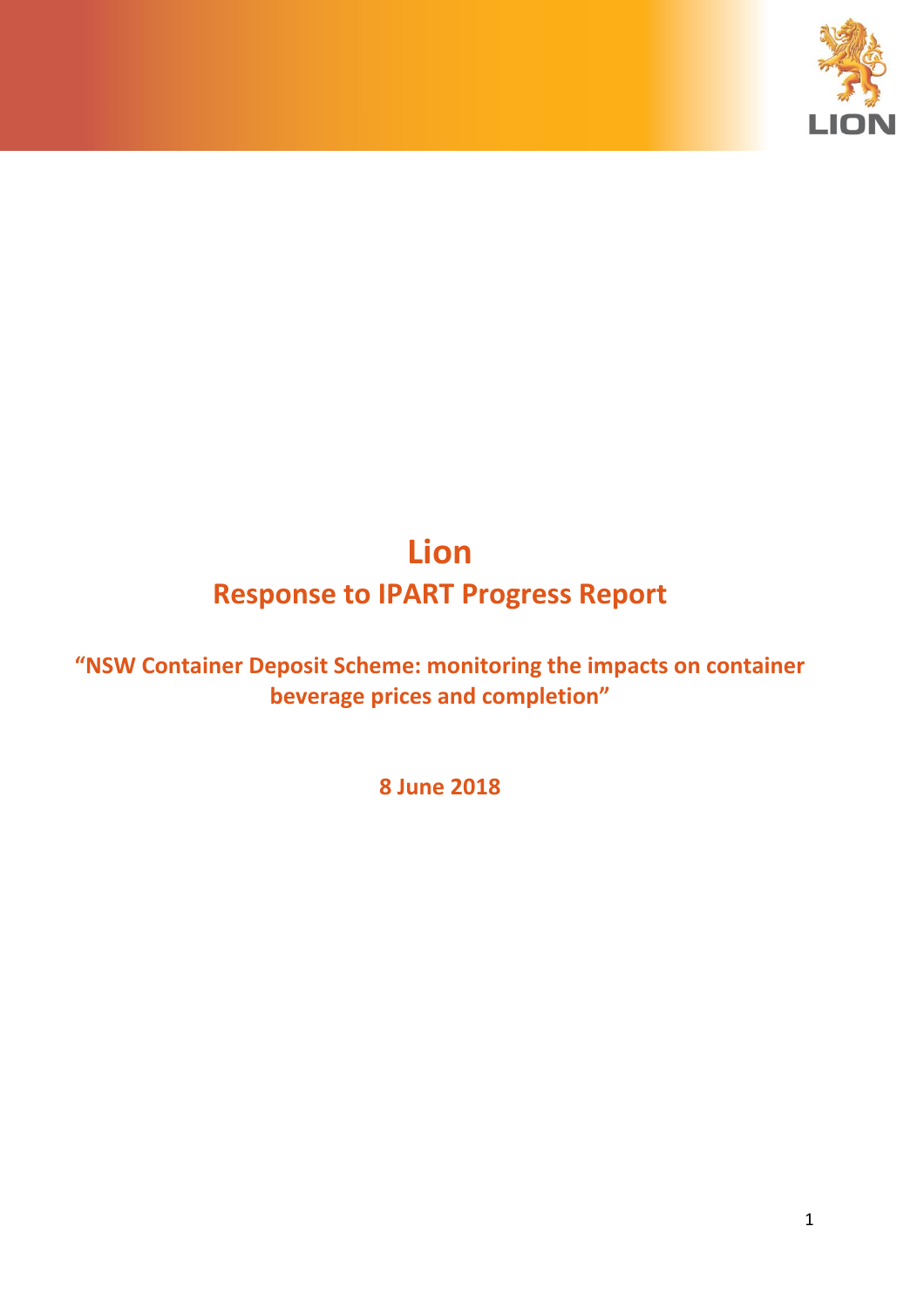# Lion

## Response to IPART Progress Report

**"NSW Container Deposit Scheme: monitoring the impacts on container beverage prices and completion"**

**8 June 2018**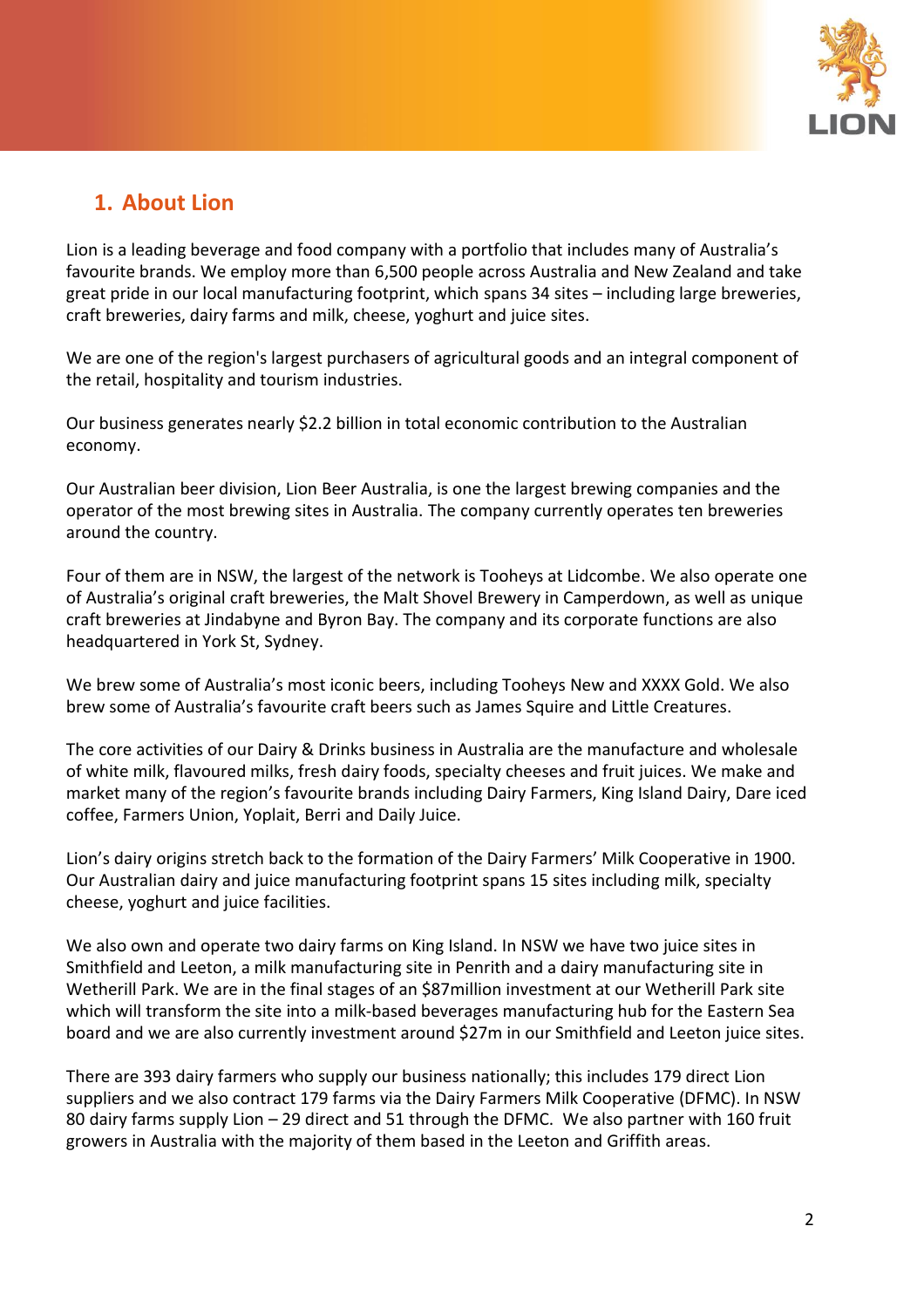## 1. About Lion

Lion is a leading beverage and food company with a portfolio that includes many of Australia's favourite brands. We employ more than 6,500 people across Australia and New Zealand and take great pride in our local manufacturing footprint, which spans 34 sites – including large breweries, craft breweries, dairy farms and milk, cheese, yoghurt and juice sites.

We are one of the region's largest purchasers of agricultural goods and an integral component of the retail, hospitality and tourism industries.

Our business generates nearly $2.2 billion in total economic contribution to the Australian economy.

Our Australian beer division, Lion Beer Australia, is one the largest brewing companies and the operator of the most brewing sites in Australia. The company currently operates ten breweries around the country.

Four of them are in NSW, the largest of the network is Tooheys at Lidcombe. We also operate one of Australia's original craft breweries, the Malt Shovel Brewery in Camperdown, as well as unique craft breweries at Jindabyne and Byron Bay. The company and its corporate functions are also headquartered in York St, Sydney.

We brew some of Australia's most iconic beers, including Tooheys New and XXXX Gold. We also brew some of Australia's favourite craft beers such as James Squire and Little Creatures.

The core activities of our Dairy & Drinks business in Australia are the manufacture and wholesale of white milk, flavoured milks, fresh dairy foods, specialty cheeses and fruit juices. We make and market many of the region's favourite brands including Dairy Farmers, King Island Dairy, Dare iced coffee, Farmers Union, Yoplait, Berri and Daily Juice.

Lion's dairy origins stretch back to the formation of the Dairy Farmers' Milk Cooperative in 1900. Our Australian dairy and juice manufacturing footprint spans 15 sites including milk, specialty cheese, yoghurt and juice facilities.

We also own and operate two dairy farms on King Island. In NSW we have two juice sites in Smithfield and Leeton, a milk manufacturing site in Penrith and a dairy manufacturing site in Wetherill Park. We are in the final stages of an $87million investment at our Wetherill Park site which will transform the site into a milk-based beverages manufacturing hub for the Eastern Sea board and we are also currently investment around $27m in our Smithfield and Leeton juice sites.

There are 393 dairy farmers who supply our business nationally; this includes 179 direct Lion suppliers and we also contract 179 farms via the Dairy Farmers Milk Cooperative (DFMC). In NSW 80 dairy farms supply Lion – 29 direct and 51 through the DFMC. We also partner with 160 fruit growers in Australia with the majority of them based in the Leeton and Griffith areas.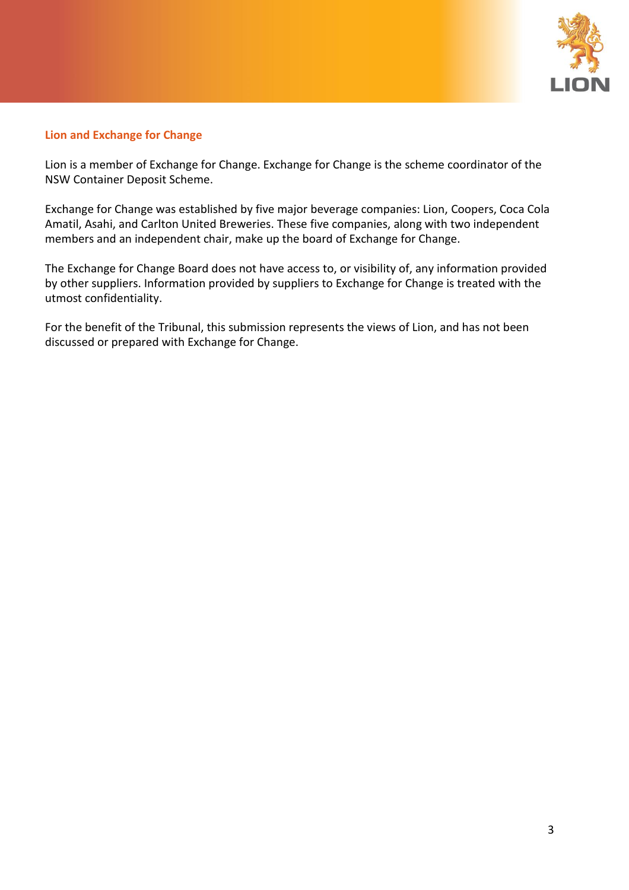## Lion and Exchange for Change

Lion is a member of Exchange for Change. Exchange for Change is the scheme coordinator of the NSW Container Deposit Scheme.

Exchange for Change was established by five major beverage companies: Lion, Coopers, Coca Cola Amatil, Asahi, and Carlton United Breweries. These five companies, along with two independent members and an independent chair, make up the board of Exchange for Change.

The Exchange for Change Board does not have access to, or visibility of, any information provided by other suppliers. Information provided by suppliers to Exchange for Change is treated with the utmost confidentiality.

For the benefit of the Tribunal, this submission represents the views of Lion, and has not been discussed or prepared with Exchange for Change.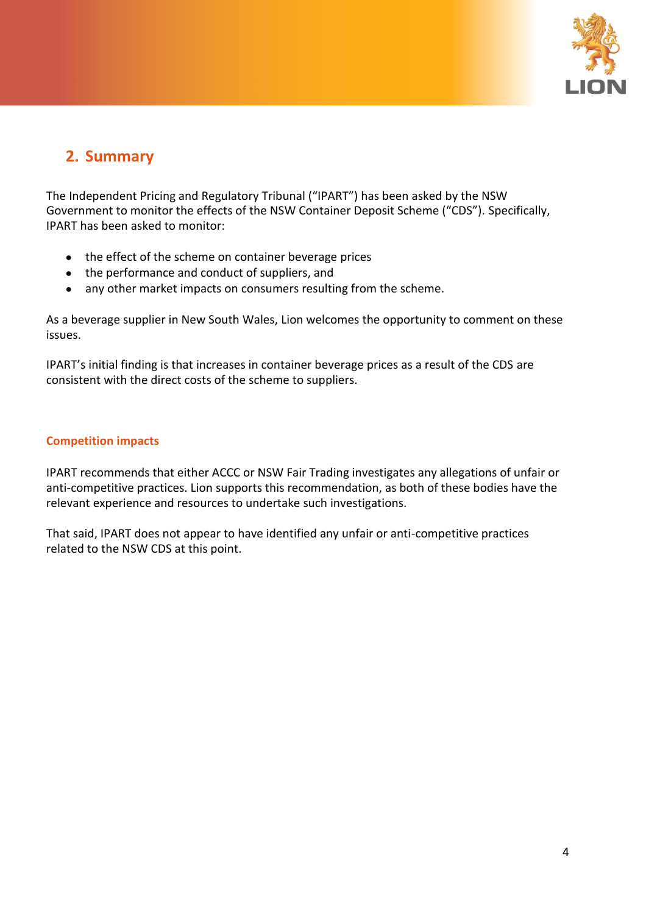## 2. Summary

The Independent Pricing and Regulatory Tribunal ("IPART") has been asked by the NSW Government to monitor the effects of the NSW Container Deposit Scheme ("CDS"). Specifically, IPART has been asked to monitor:

- the effect of the scheme on container beverage prices
- the performance and conduct of suppliers, and
- any other market impacts on consumers resulting from the scheme.

As a beverage supplier in New South Wales, Lion welcomes the opportunity to comment on these issues.

IPART's initial finding is that increases in container beverage prices as a result of the CDS are consistent with the direct costs of the scheme to suppliers.

### Competition impacts

IPART recommends that either ACCC or NSW Fair Trading investigates any allegations of unfair or anti-competitive practices. Lion supports this recommendation, as both of these bodies have the relevant experience and resources to undertake such investigations.

That said, IPART does not appear to have identified any unfair or anti-competitive practices related to the NSW CDS at this point.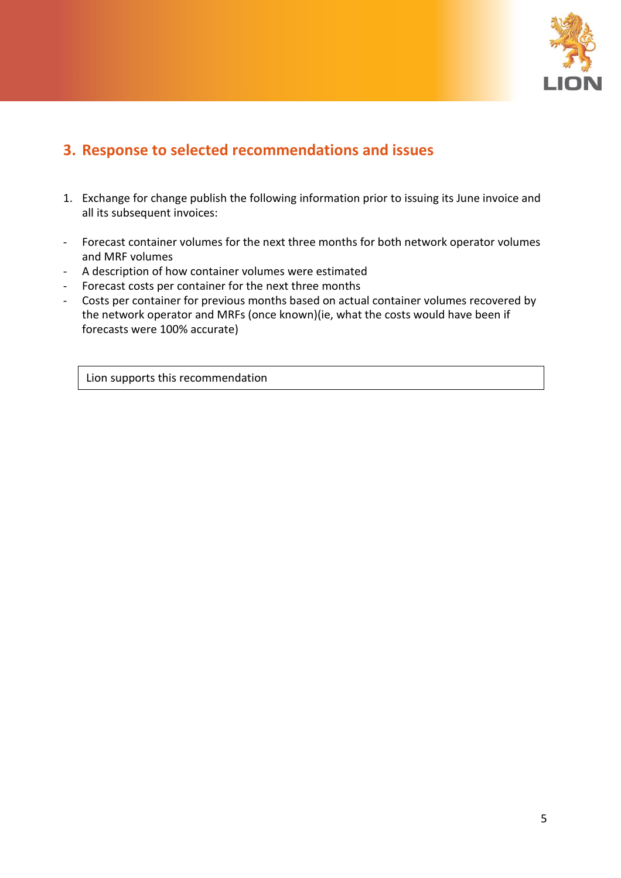## 3. Response to selected recommendations and issues

1. Exchange for change publish the following information prior to issuing its June invoice and all its subsequent invoices:

- Forecast container volumes for the next three months for both network operator volumes and MRF volumes
- A description of how container volumes were estimated
- Forecast costs per container for the next three months
- Costs per container for previous months based on actual container volumes recovered by the network operator and MRFs (once known)(ie, what the costs would have been if forecasts were 100% accurate)

| |
|---|
| Lion supports this recommendation |